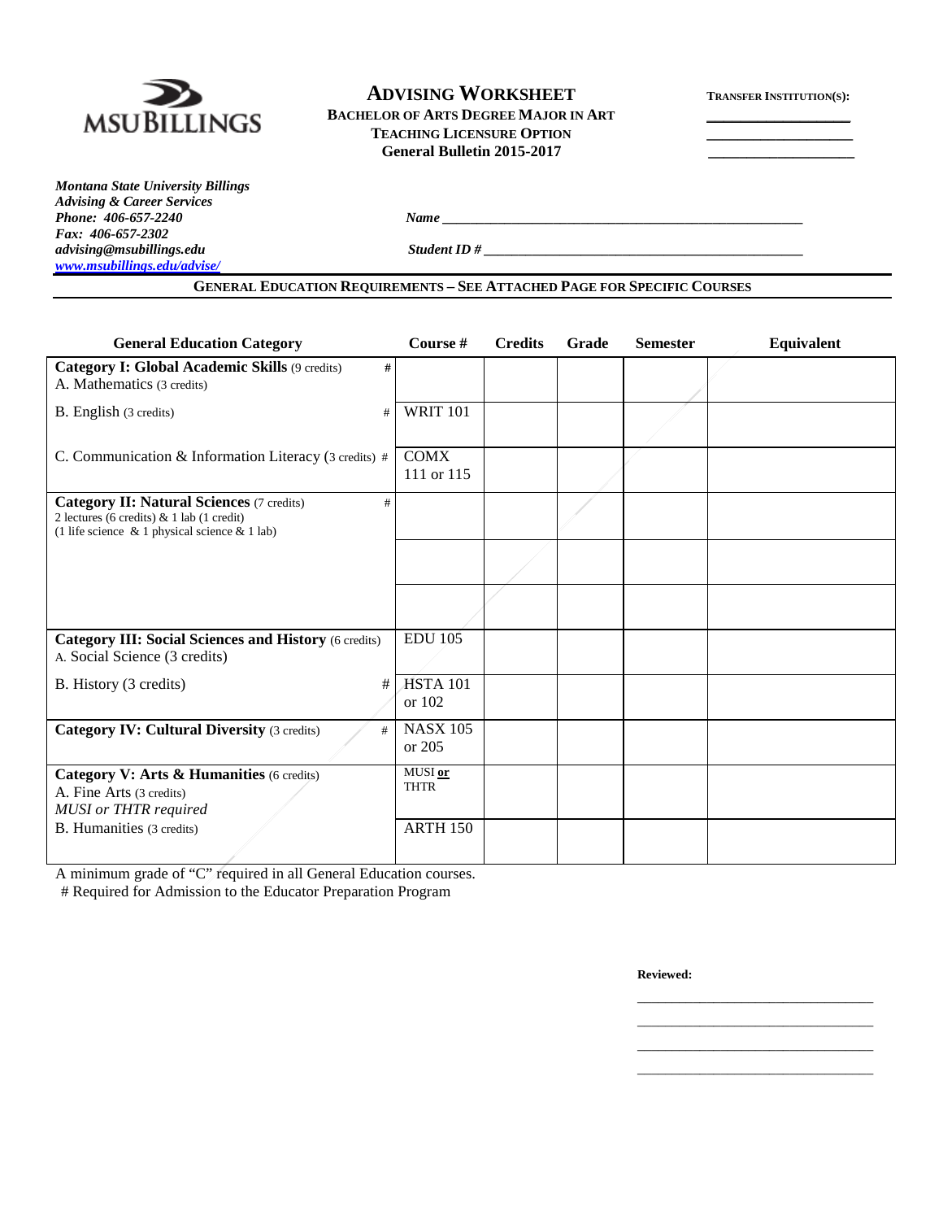MSU BILLINGS

# ADVISING WORKSHEET

**BACHELOR OF ARTS DEGREE MAJOR IN ART**
**TEACHING LICENSURE OPTION**
**General Bulletin 2015-2017**

**TRANSFER INSTITUTION(S):**
___________________
___________________
___________________

*Montana State University Billings*
*Advising & Career Services*
*Phone: 406-657-2240*
*Fax: 406-657-2302*
*advising@msubillings.edu*
*www.msubillings.edu/advise/*

*Name* ____________________________________________

*Student ID #* ______________________________________

**GENERAL EDUCATION REQUIREMENTS – SEE ATTACHED PAGE FOR SPECIFIC COURSES**

| General Education Category | Course # | Credits | Grade | Semester | Equivalent |
|---|---|---|---|---|---|
| **Category I: Global Academic Skills** (9 credits) # <br> A. Mathematics (3 credits) | | | | | |
| B. English (3 credits) # | WRIT 101 | | | | |
| C. Communication & Information Literacy (3 credits) # | COMX 111 or 115 | | | | |
| **Category II: Natural Sciences** (7 credits) # <br> 2 lectures (6 credits) & 1 lab (1 credit) <br> (1 life science & 1 physical science & 1 lab) | | | | | |
| | | | | | |
| | | | | | |
| **Category III: Social Sciences and History** (6 credits) <br> A. Social Science (3 credits) | EDU 105 | | | | |
| B. History (3 credits) # | HSTA 101 or 102 | | | | |
| **Category IV: Cultural Diversity** (3 credits) # | NASX 105 or 205 | | | | |
| **Category V: Arts & Humanities** (6 credits) <br> A. Fine Arts (3 credits) <br> *MUSI or THTR required* | MUSI **or** THTR | | | | |
| B. Humanities (3 credits) | ARTH 150 | | | | |

A minimum grade of "C" required in all General Education courses.
# Required for Admission to the Educator Preparation Program

**Reviewed:**

________________________________
________________________________
________________________________
________________________________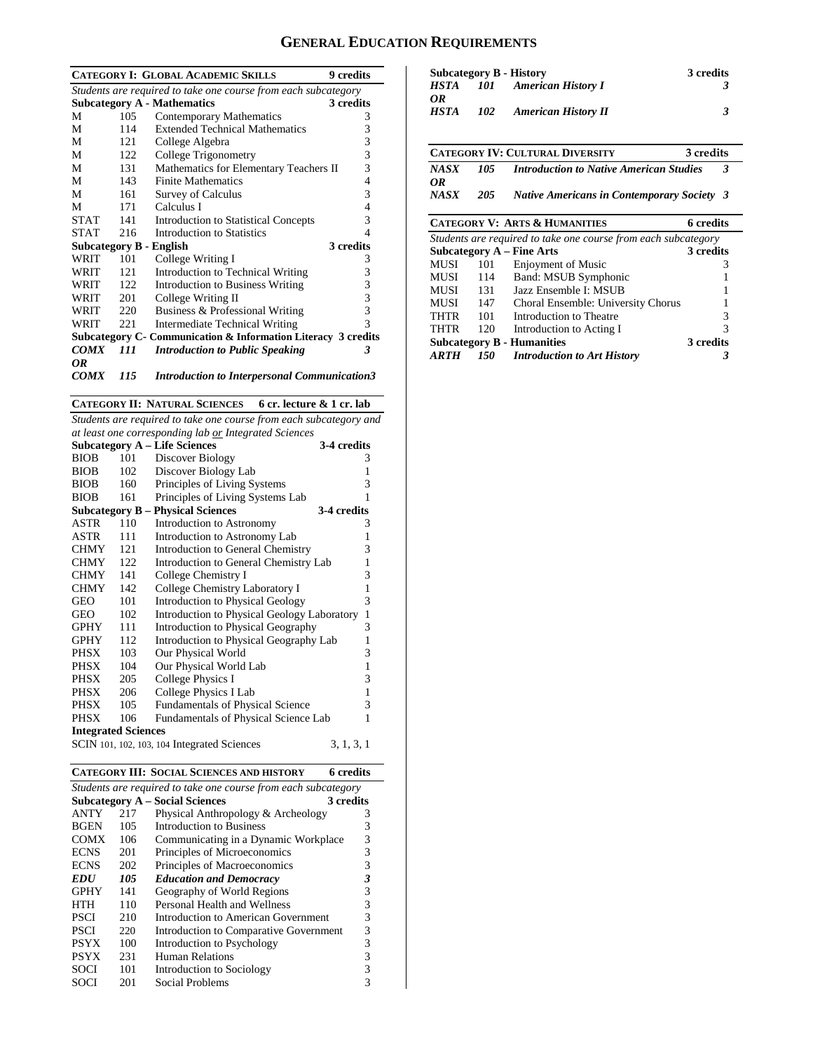# GENERAL EDUCATION REQUIREMENTS

| **CATEGORY I: GLOBAL ACADEMIC SKILLS** | | | **9 credits** |
|---|---|---|---|
| *Students are required to take one course from each subcategory* | | | |
| **Subcategory A - Mathematics** | | | **3 credits** |
| M | 105 | Contemporary Mathematics | 3 |
| M | 114 | Extended Technical Mathematics | 3 |
| M | 121 | College Algebra | 3 |
| M | 122 | College Trigonometry | 3 |
| M | 131 | Mathematics for Elementary Teachers II | 3 |
| M | 143 | Finite Mathematics | 4 |
| M | 161 | Survey of Calculus | 3 |
| M | 171 | Calculus I | 4 |
| STAT | 141 | Introduction to Statistical Concepts | 3 |
| STAT | 216 | Introduction to Statistics | 4 |
| **Subcategory B - English** | | | **3 credits** |
| WRIT | 101 | College Writing I | 3 |
| WRIT | 121 | Introduction to Technical Writing | 3 |
| WRIT | 122 | Introduction to Business Writing | 3 |
| WRIT | 201 | College Writing II | 3 |
| WRIT | 220 | Business & Professional Writing | 3 |
| WRIT | 221 | Intermediate Technical Writing | 3 |
| **Subcategory C- Communication & Information Literacy** | | | **3 credits** |
| ***COMX*** | ***111*** | ***Introduction to Public Speaking*** | ***3*** |
| ***OR*** | | | |
| ***COMX*** | ***115*** | ***Introduction to Interpersonal Communication*** | ***3*** |

| **CATEGORY II: NATURAL SCIENCES** | | | **6 cr. lecture & 1 cr. lab** |
|---|---|---|---|
| *Students are required to take one course from each subcategory and at least one corresponding lab or Integrated Sciences* | | | |
| **Subcategory A – Life Sciences** | | | **3-4 credits** |
| BIOB | 101 | Discover Biology | 3 |
| BIOB | 102 | Discover Biology Lab | 1 |
| BIOB | 160 | Principles of Living Systems | 3 |
| BIOB | 161 | Principles of Living Systems Lab | 1 |
| **Subcategory B – Physical Sciences** | | | **3-4 credits** |
| ASTR | 110 | Introduction to Astronomy | 3 |
| ASTR | 111 | Introduction to Astronomy Lab | 1 |
| CHMY | 121 | Introduction to General Chemistry | 3 |
| CHMY | 122 | Introduction to General Chemistry Lab | 1 |
| CHMY | 141 | College Chemistry I | 3 |
| CHMY | 142 | College Chemistry Laboratory I | 1 |
| GEO | 101 | Introduction to Physical Geology | 3 |
| GEO | 102 | Introduction to Physical Geology Laboratory | 1 |
| GPHY | 111 | Introduction to Physical Geography | 3 |
| GPHY | 112 | Introduction to Physical Geography Lab | 1 |
| PHSX | 103 | Our Physical World | 3 |
| PHSX | 104 | Our Physical World Lab | 1 |
| PHSX | 205 | College Physics I | 3 |
| PHSX | 206 | College Physics I Lab | 1 |
| PHSX | 105 | Fundamentals of Physical Science | 3 |
| PHSX | 106 | Fundamentals of Physical Science Lab | 1 |
| **Integrated Sciences** | | | |
| SCIN | 101, 102, 103, 104 | Integrated Sciences | 3, 1, 3, 1 |

| **CATEGORY III: SOCIAL SCIENCES AND HISTORY** | | | **6 credits** |
|---|---|---|---|
| *Students are required to take one course from each subcategory* | | | |
| **Subcategory A – Social Sciences** | | | **3 credits** |
| ANTY | 217 | Physical Anthropology & Archeology | 3 |
| BGEN | 105 | Introduction to Business | 3 |
| COMX | 106 | Communicating in a Dynamic Workplace | 3 |
| ECNS | 201 | Principles of Microeconomics | 3 |
| ECNS | 202 | Principles of Macroeconomics | 3 |
| ***EDU*** | ***105*** | ***Education and Democracy*** | ***3*** |
| GPHY | 141 | Geography of World Regions | 3 |
| HTH | 110 | Personal Health and Wellness | 3 |
| PSCI | 210 | Introduction to American Government | 3 |
| PSCI | 220 | Introduction to Comparative Government | 3 |
| PSYX | 100 | Introduction to Psychology | 3 |
| PSYX | 231 | Human Relations | 3 |
| SOCI | 101 | Introduction to Sociology | 3 |
| SOCI | 201 | Social Problems | 3 |
| **Subcategory B - History** | | | **3 credits** |
| ***HSTA*** | ***101*** | ***American History I*** | ***3*** |
| ***OR*** | | | |
| ***HSTA*** | ***102*** | ***American History II*** | ***3*** |

| **CATEGORY IV: CULTURAL DIVERSITY** | | | **3 credits** |
|---|---|---|---|
| ***NASX*** | ***105*** | ***Introduction to Native American Studies*** | ***3*** |
| ***OR*** | | | |
| ***NASX*** | ***205*** | ***Native Americans in Contemporary Society*** | ***3*** |

| **CATEGORY V: ARTS & HUMANITIES** | | | **6 credits** |
|---|---|---|---|
| *Students are required to take one course from each subcategory* | | | |
| **Subcategory A – Fine Arts** | | | **3 credits** |
| MUSI | 101 | Enjoyment of Music | 3 |
| MUSI | 114 | Band: MSUB Symphonic | 1 |
| MUSI | 131 | Jazz Ensemble I: MSUB | 1 |
| MUSI | 147 | Choral Ensemble: University Chorus | 1 |
| THTR | 101 | Introduction to Theatre | 3 |
| THTR | 120 | Introduction to Acting I | 3 |
| **Subcategory B - Humanities** | | | **3 credits** |
| ***ARTH*** | ***150*** | ***Introduction to Art History*** | ***3*** |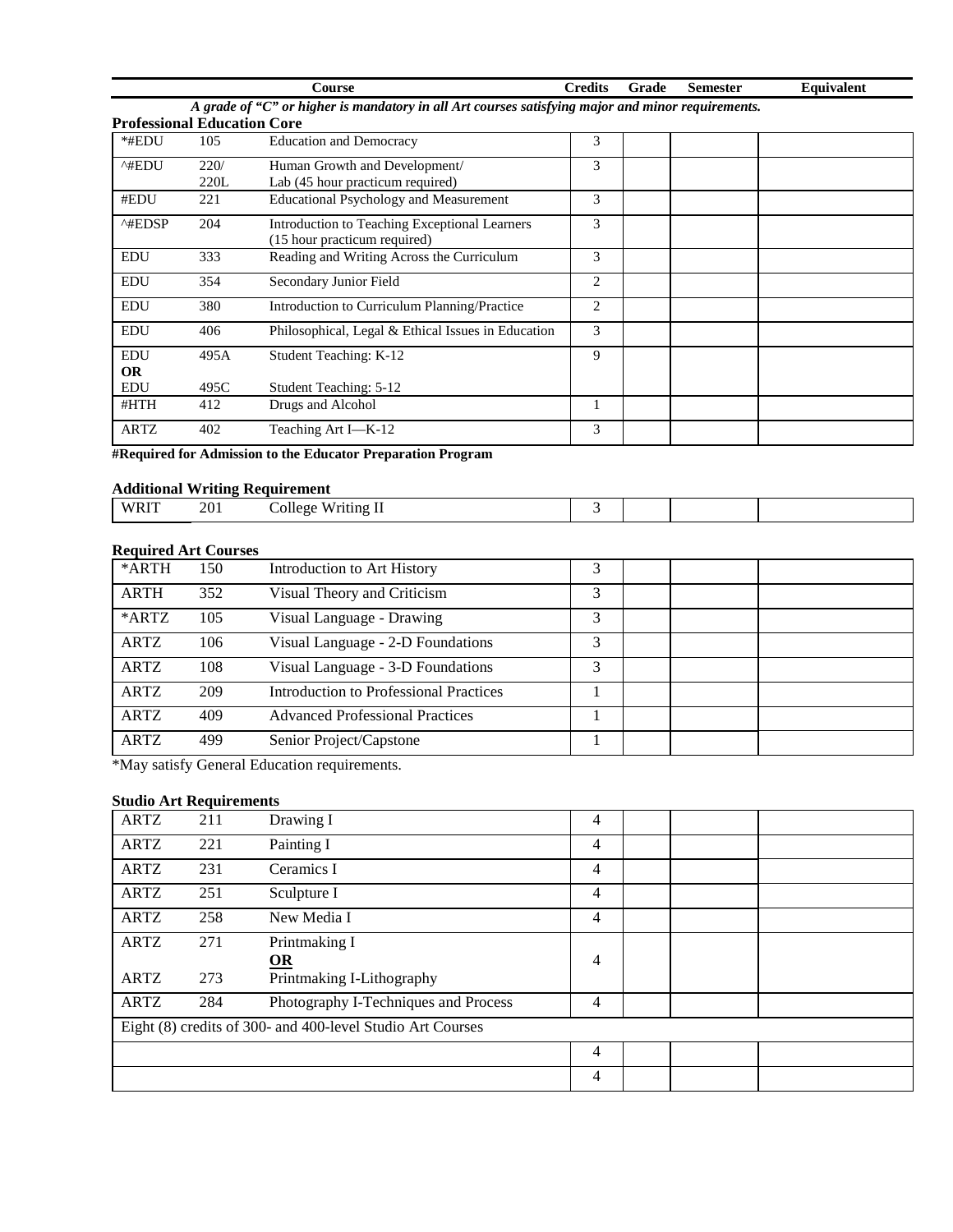| Course | | | Credits | Grade | Semester | Equivalent |
|---|---|---|---|---|---|---|

*A grade of "C" or higher is mandatory in all Art courses satisfying major and minor requirements.*

**Professional Education Core**

| | | | Credits | Grade | Semester | Equivalent |
|---|---|---|---|---|---|---|
| *#EDU | 105 | Education and Democracy | 3 | | | |
| ^#EDU | 220/ 220L | Human Growth and Development/ Lab (45 hour practicum required) | 3 | | | |
| #EDU | 221 | Educational Psychology and Measurement | 3 | | | |
| ^#EDSP | 204 | Introduction to Teaching Exceptional Learners (15 hour practicum required) | 3 | | | |
| EDU | 333 | Reading and Writing Across the Curriculum | 3 | | | |
| EDU | 354 | Secondary Junior Field | 2 | | | |
| EDU | 380 | Introduction to Curriculum Planning/Practice | 2 | | | |
| EDU | 406 | Philosophical, Legal & Ethical Issues in Education | 3 | | | |
| EDU **OR** EDU | 495A 495C | Student Teaching: K-12 Student Teaching: 5-12 | 9 | | | |
| #HTH | 412 | Drugs and Alcohol | 1 | | | |
| ARTZ | 402 | Teaching Art I—K-12 | 3 | | | |

**#Required for Admission to the Educator Preparation Program**

**Additional Writing Requirement**

| | | | Credits | Grade | Semester | Equivalent |
|---|---|---|---|---|---|---|
| WRIT | 201 | College Writing II | 3 | | | |

**Required Art Courses**

| | | | Credits | Grade | Semester | Equivalent |
|---|---|---|---|---|---|---|
| *ARTH | 150 | Introduction to Art History | 3 | | | |
| ARTH | 352 | Visual Theory and Criticism | 3 | | | |
| *ARTZ | 105 | Visual Language - Drawing | 3 | | | |
| ARTZ | 106 | Visual Language - 2-D Foundations | 3 | | | |
| ARTZ | 108 | Visual Language - 3-D Foundations | 3 | | | |
| ARTZ | 209 | Introduction to Professional Practices | 1 | | | |
| ARTZ | 409 | Advanced Professional Practices | 1 | | | |
| ARTZ | 499 | Senior Project/Capstone | 1 | | | |

*May satisfy General Education requirements.

**Studio Art Requirements**

| | | | Credits | Grade | Semester | Equivalent |
|---|---|---|---|---|---|---|
| ARTZ | 211 | Drawing I | 4 | | | |
| ARTZ | 221 | Painting I | 4 | | | |
| ARTZ | 231 | Ceramics I | 4 | | | |
| ARTZ | 251 | Sculpture I | 4 | | | |
| ARTZ | 258 | New Media I | 4 | | | |
| ARTZ ARTZ | 271 273 | Printmaking I **OR** Printmaking I-Lithography | 4 | | | |
| ARTZ | 284 | Photography I-Techniques and Process | 4 | | | |
| Eight (8) credits of 300- and 400-level Studio Art Courses | | | | | | |
| | | | 4 | | | |
| | | | 4 | | | |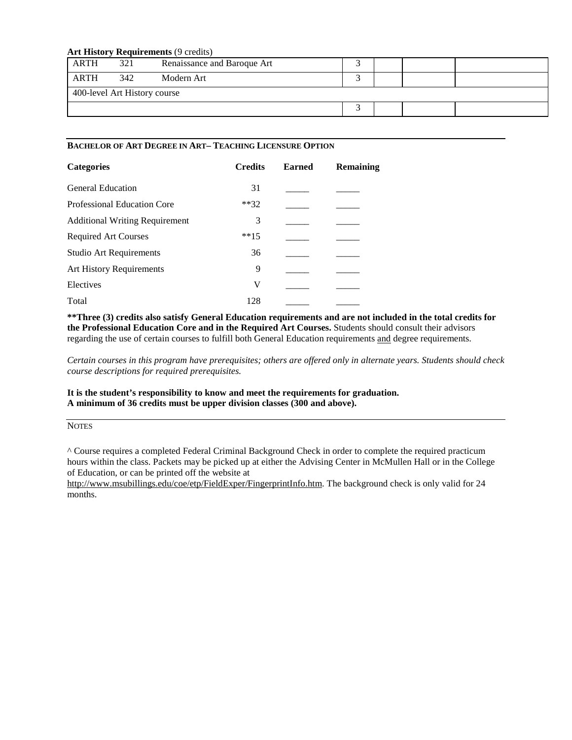**Art History Requirements** (9 credits)

| | | | | | | |
|---|---|---|---|---|---|---|
| ARTH | 321 | Renaissance and Baroque Art | 3 | | | |
| ARTH | 342 | Modern Art | 3 | | | |
| 400-level Art History course | | | | | | |
| | | | 3 | | | |

**BACHELOR OF ART DEGREE IN ART– TEACHING LICENSURE OPTION**

| Categories | Credits | Earned | Remaining |
|---|---|---|---|
| General Education | 31 | _____ | _____ |
| Professional Education Core | **32 | _____ | _____ |
| Additional Writing Requirement | 3 | _____ | _____ |
| Required Art Courses | **15 | _____ | _____ |
| Studio Art Requirements | 36 | _____ | _____ |
| Art History Requirements | 9 | _____ | _____ |
| Electives | V | _____ | _____ |
| Total | 128 | _____ | _____ |

**\*\*Three (3) credits also satisfy General Education requirements and are not included in the total credits for the Professional Education Core and in the Required Art Courses.** Students should consult their advisors regarding the use of certain courses to fulfill both General Education requirements and degree requirements.

*Certain courses in this program have prerequisites; others are offered only in alternate years. Students should check course descriptions for required prerequisites.*

**It is the student's responsibility to know and meet the requirements for graduation.**
**A minimum of 36 credits must be upper division classes (300 and above).**

NOTES

^ Course requires a completed Federal Criminal Background Check in order to complete the required practicum hours within the class. Packets may be picked up at either the Advising Center in McMullen Hall or in the College of Education, or can be printed off the website at http://www.msubillings.edu/coe/etp/FieldExper/FingerprintInfo.htm. The background check is only valid for 24 months.